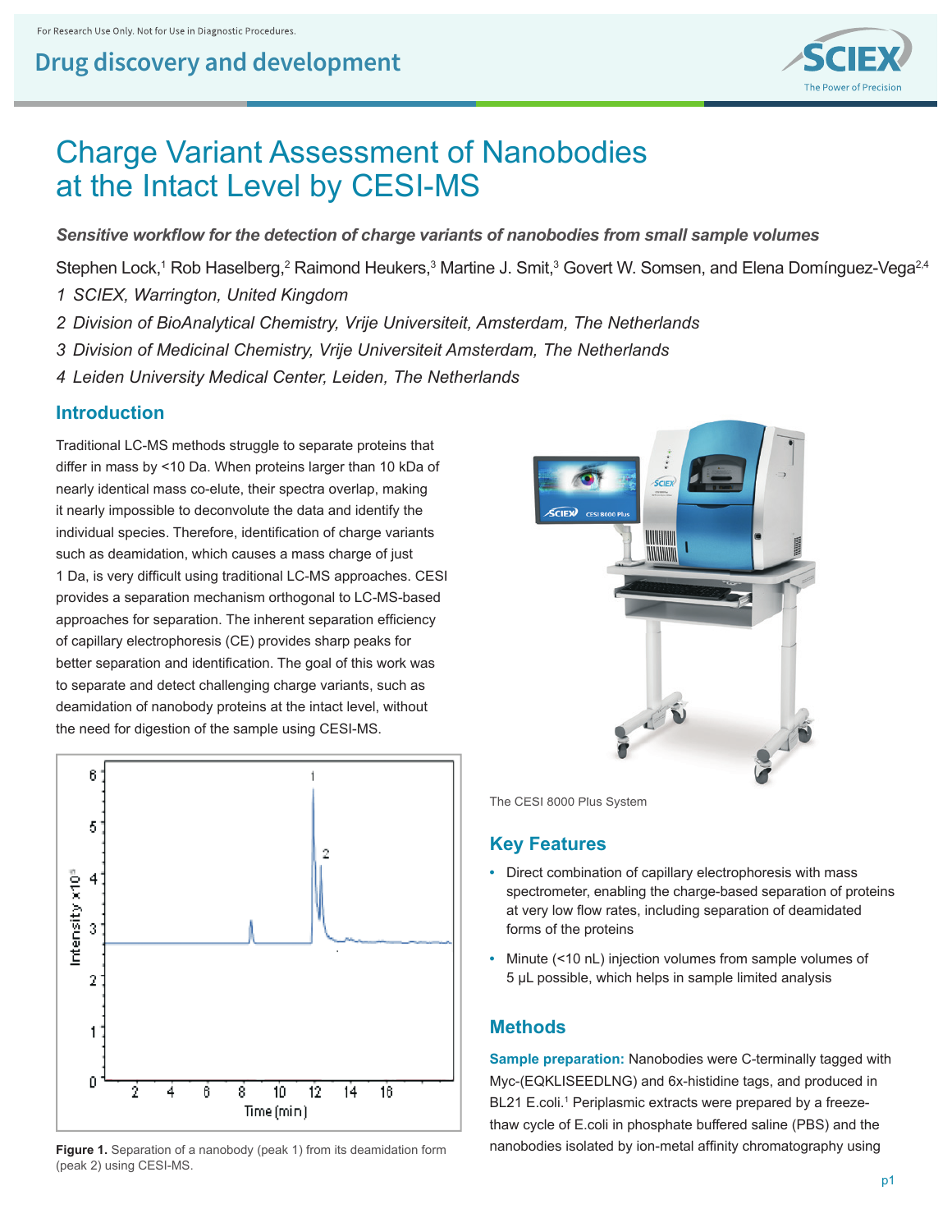For Research Use Only. Not for Use in Diagnostic Procedures.

# Charge Variant Assessment of Nanobodies at the Intact Level by CESI-MS

***Sensitive workflow for the detection of charge variants of nanobodies from small sample volumes***

Stephen Lock,[1] Rob Haselberg,[2] Raimond Heukers,[3] Martine J. Smit,[3] Govert W. Somsen, and Elena Domínguez-Vega[2,4]

*1 SCIEX, Warrington, United Kingdom*

*2 Division of BioAnalytical Chemistry, Vrije Universiteit, Amsterdam, The Netherlands*

*3 Division of Medicinal Chemistry, Vrije Universiteit Amsterdam, The Netherlands*

*4 Leiden University Medical Center, Leiden, The Netherlands*

## Introduction

Traditional LC-MS methods struggle to separate proteins that differ in mass by <10 Da. When proteins larger than 10 kDa of nearly identical mass co-elute, their spectra overlap, making it nearly impossible to deconvolute the data and identify the individual species. Therefore, identification of charge variants such as deamidation, which causes a mass charge of just 1 Da, is very difficult using traditional LC-MS approaches. CESI provides a separation mechanism orthogonal to LC-MS-based approaches for separation. The inherent separation efficiency of capillary electrophoresis (CE) provides sharp peaks for better separation and identification. The goal of this work was to separate and detect challenging charge variants, such as deamidation of nanobody proteins at the intact level, without the need for digestion of the sample using CESI-MS.

**Figure 1.** Separation of a nanobody (peak 1) from its deamidation form (peak 2) using CESI-MS.

The CESI 8000 Plus System

## Key Features

- Direct combination of capillary electrophoresis with mass spectrometer, enabling the charge-based separation of proteins at very low flow rates, including separation of deamidated forms of the proteins
- Minute (<10 nL) injection volumes from sample volumes of 5 µL possible, which helps in sample limited analysis

## Methods

**Sample preparation:** Nanobodies were C-terminally tagged with Myc-(EQKLISEEDLNG) and 6x-histidine tags, and produced in BL21 E.coli.[1] Periplasmic extracts were prepared by a freeze-thaw cycle of E.coli in phosphate buffered saline (PBS) and the nanobodies isolated by ion-metal affinity chromatography using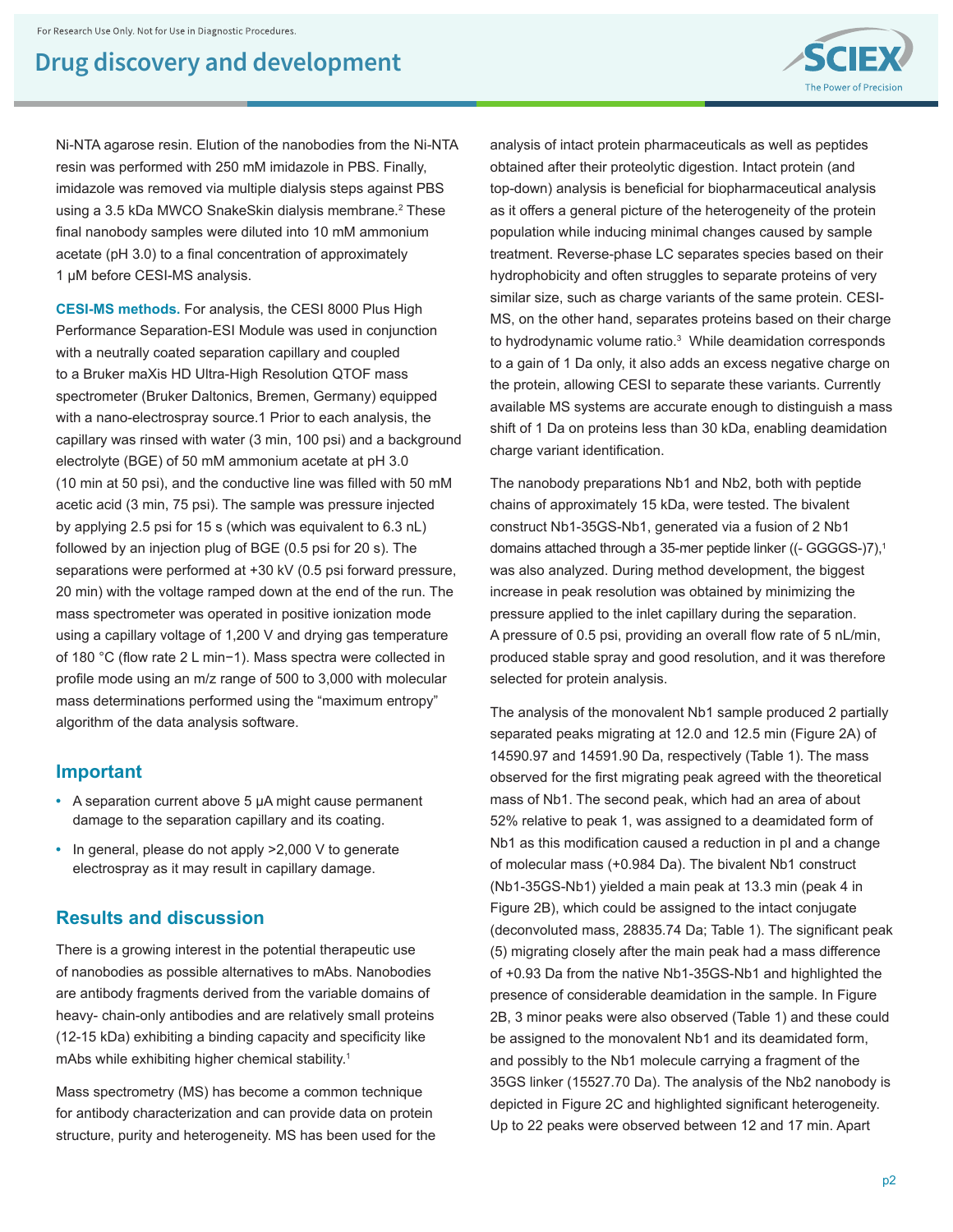Ni-NTA agarose resin. Elution of the nanobodies from the Ni-NTA resin was performed with 250 mM imidazole in PBS. Finally, imidazole was removed via multiple dialysis steps against PBS using a 3.5 kDa MWCO SnakeSkin dialysis membrane.[2] These final nanobody samples were diluted into 10 mM ammonium acetate (pH 3.0) to a final concentration of approximately 1 µM before CESI-MS analysis.

**CESI-MS methods.** For analysis, the CESI 8000 Plus High Performance Separation-ESI Module was used in conjunction with a neutrally coated separation capillary and coupled to a Bruker maXis HD Ultra-High Resolution QTOF mass spectrometer (Bruker Daltonics, Bremen, Germany) equipped with a nano-electrospray source.1 Prior to each analysis, the capillary was rinsed with water (3 min, 100 psi) and a background electrolyte (BGE) of 50 mM ammonium acetate at pH 3.0 (10 min at 50 psi), and the conductive line was filled with 50 mM acetic acid (3 min, 75 psi). The sample was pressure injected by applying 2.5 psi for 15 s (which was equivalent to 6.3 nL) followed by an injection plug of BGE (0.5 psi for 20 s). The separations were performed at +30 kV (0.5 psi forward pressure, 20 min) with the voltage ramped down at the end of the run. The mass spectrometer was operated in positive ionization mode using a capillary voltage of 1,200 V and drying gas temperature of 180 °C (flow rate 2 L $min^{-1}$). Mass spectra were collected in profile mode using an m/z range of 500 to 3,000 with molecular mass determinations performed using the "maximum entropy" algorithm of the data analysis software.

## Important

- A separation current above 5 µA might cause permanent damage to the separation capillary and its coating.
- In general, please do not apply >2,000 V to generate electrospray as it may result in capillary damage.

## Results and discussion

There is a growing interest in the potential therapeutic use of nanobodies as possible alternatives to mAbs. Nanobodies are antibody fragments derived from the variable domains of heavy- chain-only antibodies and are relatively small proteins (12-15 kDa) exhibiting a binding capacity and specificity like mAbs while exhibiting higher chemical stability.[1]

Mass spectrometry (MS) has become a common technique for antibody characterization and can provide data on protein structure, purity and heterogeneity. MS has been used for the analysis of intact protein pharmaceuticals as well as peptides obtained after their proteolytic digestion. Intact protein (and top-down) analysis is beneficial for biopharmaceutical analysis as it offers a general picture of the heterogeneity of the protein population while inducing minimal changes caused by sample treatment. Reverse-phase LC separates species based on their hydrophobicity and often struggles to separate proteins of very similar size, such as charge variants of the same protein. CESI-MS, on the other hand, separates proteins based on their charge to hydrodynamic volume ratio.[3] While deamidation corresponds to a gain of 1 Da only, it also adds an excess negative charge on the protein, allowing CESI to separate these variants. Currently available MS systems are accurate enough to distinguish a mass shift of 1 Da on proteins less than 30 kDa, enabling deamidation charge variant identification.

The nanobody preparations Nb1 and Nb2, both with peptide chains of approximately 15 kDa, were tested. The bivalent construct Nb1-35GS-Nb1, generated via a fusion of 2 Nb1 domains attached through a 35-mer peptide linker ((- GGGGS-)7),[1] was also analyzed. During method development, the biggest increase in peak resolution was obtained by minimizing the pressure applied to the inlet capillary during the separation. A pressure of 0.5 psi, providing an overall flow rate of 5 nL/min, produced stable spray and good resolution, and it was therefore selected for protein analysis.

The analysis of the monovalent Nb1 sample produced 2 partially separated peaks migrating at 12.0 and 12.5 min (Figure 2A) of 14590.97 and 14591.90 Da, respectively (Table 1). The mass observed for the first migrating peak agreed with the theoretical mass of Nb1. The second peak, which had an area of about 52% relative to peak 1, was assigned to a deamidated form of Nb1 as this modification caused a reduction in pI and a change of molecular mass (+0.984 Da). The bivalent Nb1 construct (Nb1-35GS-Nb1) yielded a main peak at 13.3 min (peak 4 in Figure 2B), which could be assigned to the intact conjugate (deconvoluted mass, 28835.74 Da; Table 1). The significant peak (5) migrating closely after the main peak had a mass difference of +0.93 Da from the native Nb1-35GS-Nb1 and highlighted the presence of considerable deamidation in the sample. In Figure 2B, 3 minor peaks were also observed (Table 1) and these could be assigned to the monovalent Nb1 and its deamidated form, and possibly to the Nb1 molecule carrying a fragment of the 35GS linker (15527.70 Da). The analysis of the Nb2 nanobody is depicted in Figure 2C and highlighted significant heterogeneity. Up to 22 peaks were observed between 12 and 17 min. Apart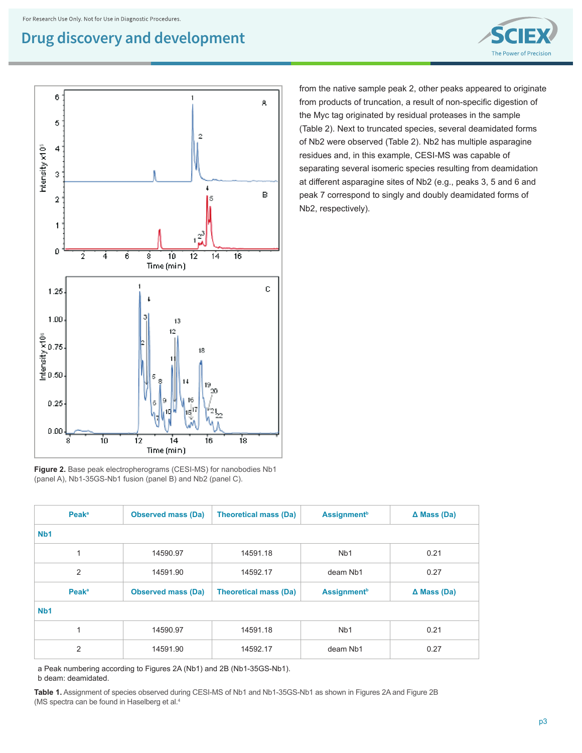from the native sample peak 2, other peaks appeared to originate from products of truncation, a result of non-specific digestion of the Myc tag originated by residual proteases in the sample (Table 2). Next to truncated species, several deamidated forms of Nb2 were observed (Table 2). Nb2 has multiple asparagine residues and, in this example, CESI-MS was capable of separating several isomeric species resulting from deamidation at different asparagine sites of Nb2 (e.g., peaks 3, 5 and 6 and peak 7 correspond to singly and doubly deamidated forms of Nb2, respectively).

**Figure 2.** Base peak electropherograms (CESI-MS) for nanobodies Nb1 (panel A), Nb1-35GS-Nb1 fusion (panel B) and Nb2 (panel C).

| Peak[a] | Observed mass (Da) | Theoretical mass (Da) | Assignment[b] | Δ Mass (Da) |
|---|---|---|---|---|
| **Nb1** | | | | |
| 1 | 14590.97 | 14591.18 | Nb1 | 0.21 |
| 2 | 14591.90 | 14592.17 | deam Nb1 | 0.27 |
| **Peak[a]** | **Observed mass (Da)** | **Theoretical mass (Da)** | **Assignment[b]** | **Δ Mass (Da)** |
| **Nb1** | | | | |
| 1 | 14590.97 | 14591.18 | Nb1 | 0.21 |
| 2 | 14591.90 | 14592.17 | deam Nb1 | 0.27 |

a Peak numbering according to Figures 2A (Nb1) and 2B (Nb1-35GS-Nb1).
b deam: deamidated.

**Table 1.** Assignment of species observed during CESI-MS of Nb1 and Nb1-35GS-Nb1 as shown in Figures 2A and Figure 2B (MS spectra can be found in Haselberg et al.[4]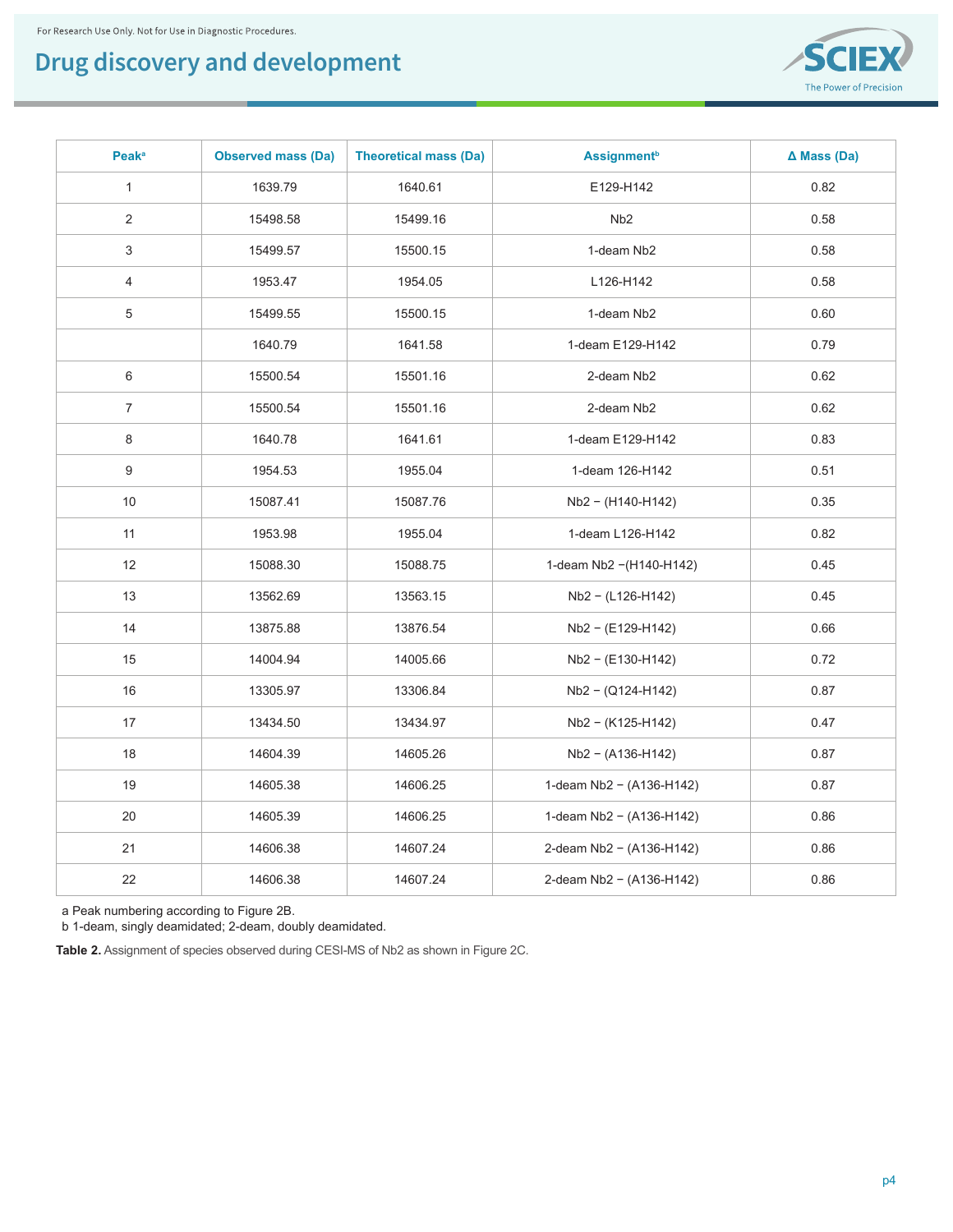| Peak[a] | Observed mass (Da) | Theoretical mass (Da) | Assignment[b] | Δ Mass (Da) |
|---|---|---|---|---|
| 1 | 1639.79 | 1640.61 | E129-H142 | 0.82 |
| 2 | 15498.58 | 15499.16 | Nb2 | 0.58 |
| 3 | 15499.57 | 15500.15 | 1-deam Nb2 | 0.58 |
| 4 | 1953.47 | 1954.05 | L126-H142 | 0.58 |
| 5 | 15499.55 | 15500.15 | 1-deam Nb2 | 0.60 |
|  | 1640.79 | 1641.58 | 1-deam E129-H142 | 0.79 |
| 6 | 15500.54 | 15501.16 | 2-deam Nb2 | 0.62 |
| 7 | 15500.54 | 15501.16 | 2-deam Nb2 | 0.62 |
| 8 | 1640.78 | 1641.61 | 1-deam E129-H142 | 0.83 |
| 9 | 1954.53 | 1955.04 | 1-deam 126-H142 | 0.51 |
| 10 | 15087.41 | 15087.76 | Nb2 − (H140-H142) | 0.35 |
| 11 | 1953.98 | 1955.04 | 1-deam L126-H142 | 0.82 |
| 12 | 15088.30 | 15088.75 | 1-deam Nb2 −(H140-H142) | 0.45 |
| 13 | 13562.69 | 13563.15 | Nb2 − (L126-H142) | 0.45 |
| 14 | 13875.88 | 13876.54 | Nb2 − (E129-H142) | 0.66 |
| 15 | 14004.94 | 14005.66 | Nb2 − (E130-H142) | 0.72 |
| 16 | 13305.97 | 13306.84 | Nb2 − (Q124-H142) | 0.87 |
| 17 | 13434.50 | 13434.97 | Nb2 − (K125-H142) | 0.47 |
| 18 | 14604.39 | 14605.26 | Nb2 − (A136-H142) | 0.87 |
| 19 | 14605.38 | 14606.25 | 1-deam Nb2 − (A136-H142) | 0.87 |
| 20 | 14605.39 | 14606.25 | 1-deam Nb2 − (A136-H142) | 0.86 |
| 21 | 14606.38 | 14607.24 | 2-deam Nb2 − (A136-H142) | 0.86 |
| 22 | 14606.38 | 14607.24 | 2-deam Nb2 − (A136-H142) | 0.86 |

a Peak numbering according to Figure 2B.
b 1-deam, singly deamidated; 2-deam, doubly deamidated.

**Table 2.** Assignment of species observed during CESI-MS of Nb2 as shown in Figure 2C.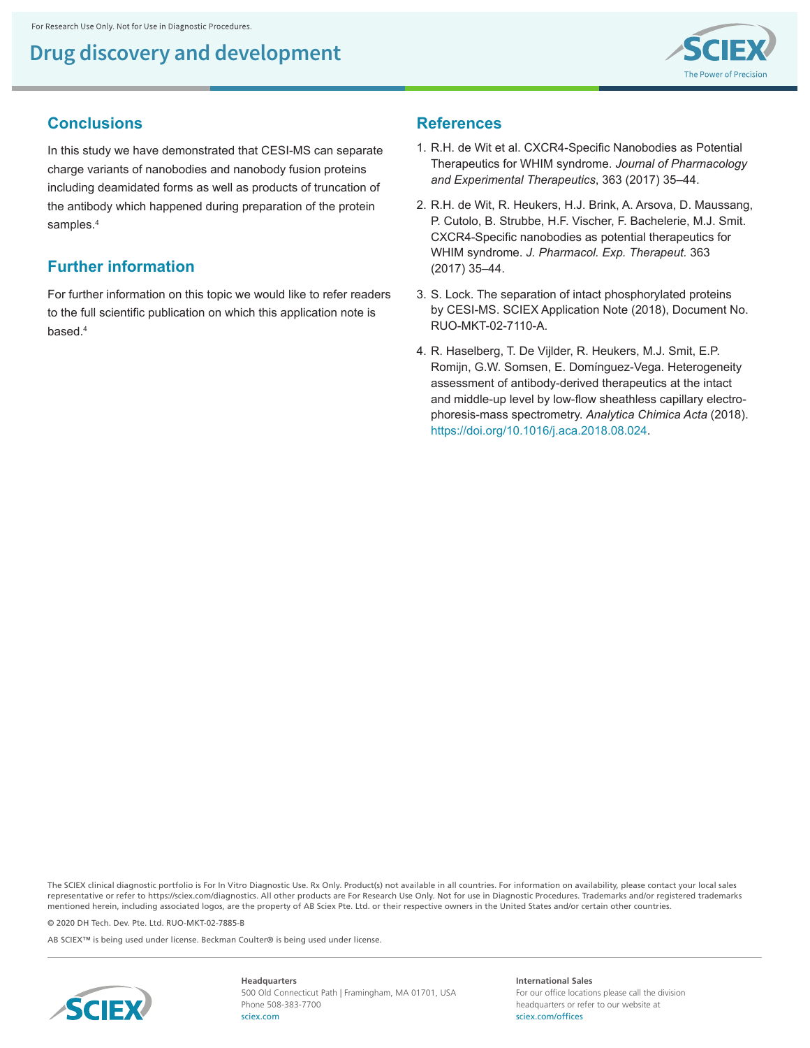## Conclusions

In this study we have demonstrated that CESI-MS can separate charge variants of nanobodies and nanobody fusion proteins including deamidated forms as well as products of truncation of the antibody which happened during preparation of the protein samples.[4]

## Further information

For further information on this topic we would like to refer readers to the full scientific publication on which this application note is based.[4]

## References

1. R.H. de Wit et al. CXCR4-Specific Nanobodies as Potential Therapeutics for WHIM syndrome. *Journal of Pharmacology and Experimental Therapeutics*, 363 (2017) 35–44.
2. R.H. de Wit, R. Heukers, H.J. Brink, A. Arsova, D. Maussang, P. Cutolo, B. Strubbe, H.F. Vischer, F. Bachelerie, M.J. Smit. CXCR4-Specific nanobodies as potential therapeutics for WHIM syndrome. *J. Pharmacol. Exp. Therapeut.* 363 (2017) 35–44.
3. S. Lock. The separation of intact phosphorylated proteins by CESI-MS. SCIEX Application Note (2018), Document No. RUO-MKT-02-7110-A.
4. R. Haselberg, T. De Vijlder, R. Heukers, M.J. Smit, E.P. Romijn, G.W. Somsen, E. Domínguez-Vega. Heterogeneity assessment of antibody-derived therapeutics at the intact and middle-up level by low-flow sheathless capillary electrophoresis-mass spectrometry. *Analytica Chimica Acta* (2018). https://doi.org/10.1016/j.aca.2018.08.024.

The SCIEX clinical diagnostic portfolio is For In Vitro Diagnostic Use. Rx Only. Product(s) not available in all countries. For information on availability, please contact your local sales representative or refer to https://sciex.com/diagnostics. All other products are For Research Use Only. Not for use in Diagnostic Procedures. Trademarks and/or registered trademarks mentioned herein, including associated logos, are the property of AB Sciex Pte. Ltd. or their respective owners in the United States and/or certain other countries.

© 2020 DH Tech. Dev. Pte. Ltd. RUO-MKT-02-7885-B

AB SCIEX™ is being used under license. Beckman Coulter® is being used under license.

**Headquarters**
500 Old Connecticut Path | Framingham, MA 01701, USA
Phone 508-383-7700
sciex.com

**International Sales**
For our office locations please call the division headquarters or refer to our website at
sciex.com/offices